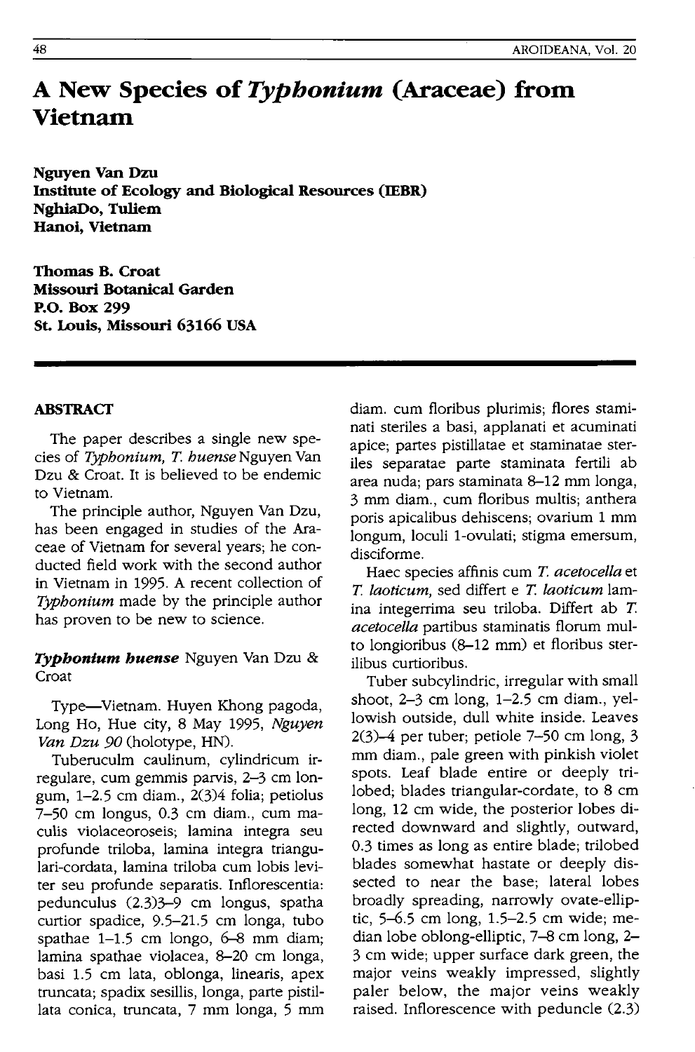# A New Species of *Typhonium* (Araceae) from Vietnam

**Nguyen Van Dzu**
**Institute of Ecology and Biological Resources (IEBR)**
**NghiaDo, Tuliem**
**Hanoi, Vietnam**

**Thomas B. Croat**
**Missouri Botanical Garden**
**P.O. Box 299**
**St. Louis, Missouri 63166 USA**

## ABSTRACT

The paper describes a single new species of *Typhonium, T. huense* Nguyen Van Dzu & Croat. It is believed to be endemic to Vietnam.

The principle author, Nguyen Van Dzu, has been engaged in studies of the Araceae of Vietnam for several years; he conducted field work with the second author in Vietnam in 1995. A recent collection of *Typhonium* made by the principle author has proven to be new to science.

***Typhonium huense*** Nguyen Van Dzu & Croat

Type—Vietnam. Huyen Khong pagoda, Long Ho, Hue city, 8 May 1995, *Nguyen Van Dzu 90* (holotype, HN).

Tuberuculm caulinum, cylindricum irregulare, cum gemmis parvis, 2–3 cm longum, 1–2.5 cm diam., 2(3)4 folia; petiolus 7–50 cm longus, 0.3 cm diam., cum maculis violaceoroseis; lamina integra seu profunde triloba, lamina integra triangulari-cordata, lamina triloba cum lobis leviter seu profunde separatis. Inflorescentia: pedunculus (2.3)3–9 cm longus, spatha curtior spadice, 9.5–21.5 cm longa, tubo spathae 1–1.5 cm longo, 6–8 mm diam; lamina spathae violacea, 8–20 cm longa, basi 1.5 cm lata, oblonga, linearis, apex truncata; spadix sesillis, longa, parte pistillata conica, truncata, 7 mm longa, 5 mm diam. cum floribus plurimis; flores staminati steriles a basi, applanati et acuminati apice; partes pistillatae et staminatae steriles separatae parte staminata fertili ab area nuda; pars staminata 8–12 mm longa, 3 mm diam., cum floribus multis; anthera poris apicalibus dehiscens; ovarium 1 mm longum, loculi 1-ovulati; stigma emersum, disciforme.

Haec species affinis cum *T. acetocella* et *T. laoticum*, sed differt e *T. laoticum* lamina integerrima seu triloba. Differt ab *T. acetocella* partibus staminatis florum multo longioribus (8–12 mm) et floribus sterilibus curtioribus.

Tuber subcylindric, irregular with small shoot, 2–3 cm long, 1–2.5 cm diam., yellowish outside, dull white inside. Leaves 2(3)–4 per tuber; petiole 7–50 cm long, 3 mm diam., pale green with pinkish violet spots. Leaf blade entire or deeply trilobed; blades triangular-cordate, to 8 cm long, 12 cm wide, the posterior lobes directed downward and slightly, outward, 0.3 times as long as entire blade; trilobed blades somewhat hastate or deeply dissected to near the base; lateral lobes broadly spreading, narrowly ovate-elliptic, 5–6.5 cm long, 1.5–2.5 cm wide; median lobe oblong-elliptic, 7–8 cm long, 2–3 cm wide; upper surface dark green, the major veins weakly impressed, slightly paler below, the major veins weakly raised. Inflorescence with peduncle (2.3)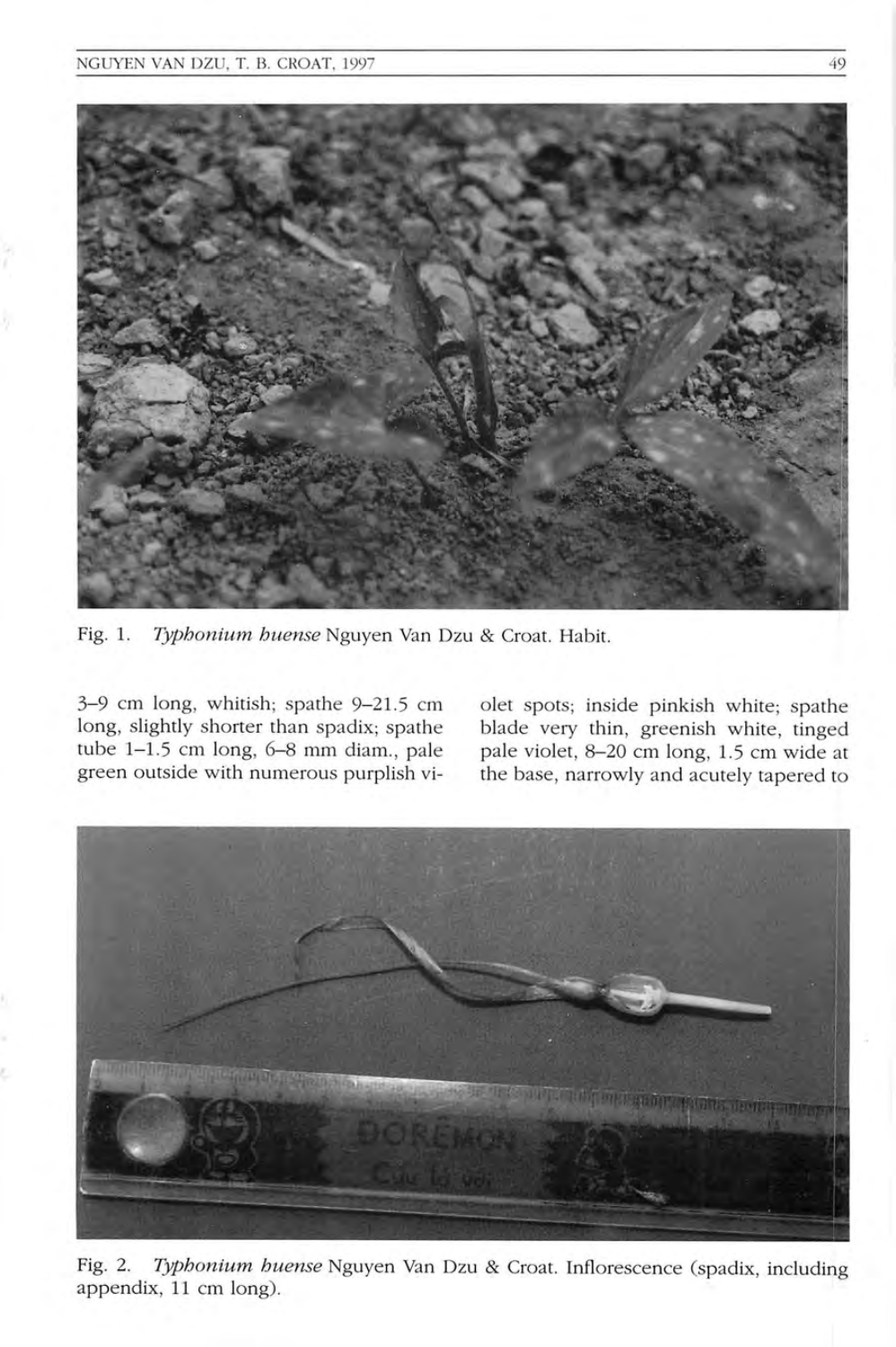Fig. 1. *Typhonium huense* Nguyen Van Dzu & Croat. Habit.

3–9 cm long, whitish; spathe 9–21.5 cm long, slightly shorter than spadix; spathe tube 1–1.5 cm long, 6–8 mm diam., pale green outside with numerous purplish violet spots; inside pinkish white; spathe blade very thin, greenish white, tinged pale violet, 8–20 cm long, 1.5 cm wide at the base, narrowly and acutely tapered to

Fig. 2. *Typhonium huense* Nguyen Van Dzu & Croat. Inflorescence (spadix, including appendix, 11 cm long).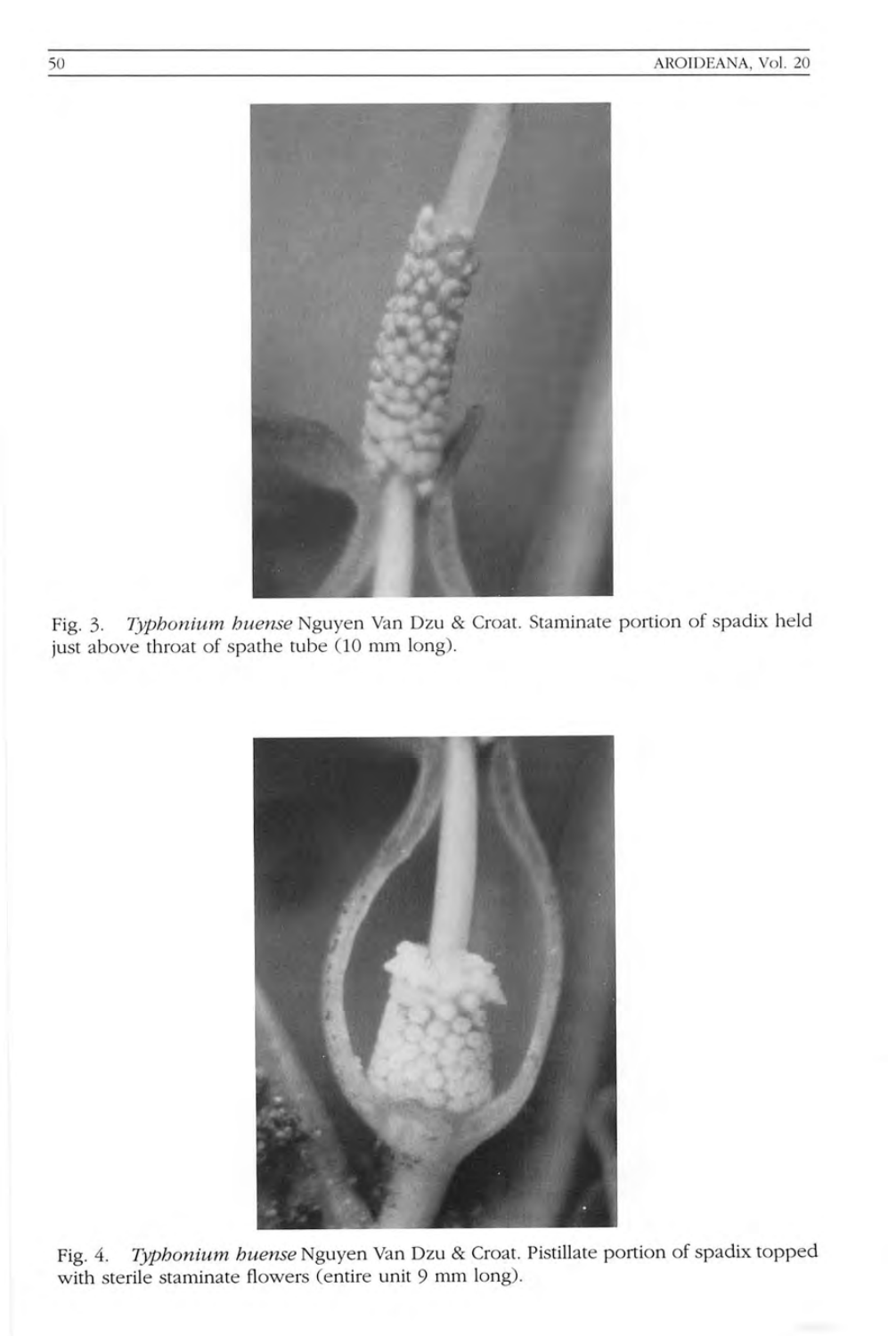Fig. 3. *Typhonium buense* Nguyen Van Dzu & Croat. Staminate portion of spadix held just above throat of spathe tube (10 mm long).

Fig. 4. *Typhonium buense* Nguyen Van Dzu & Croat. Pistillate portion of spadix topped with sterile staminate flowers (entire unit 9 mm long).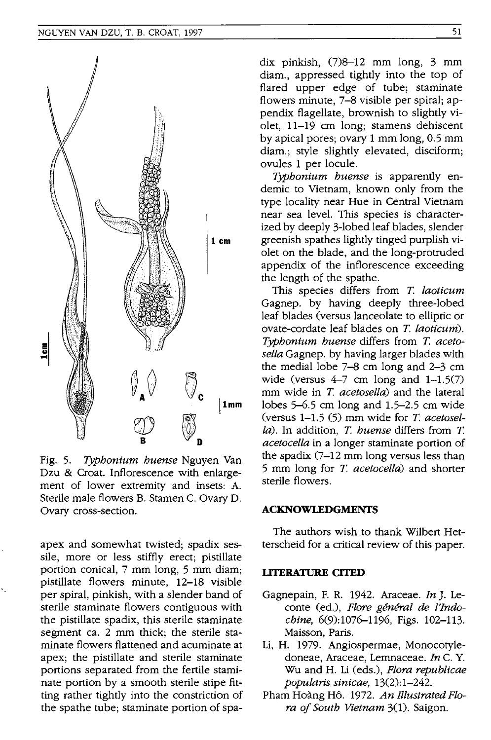Fig. 5. *Typhonium huense* Nguyen Van Dzu & Croat. Inflorescence with enlargement of lower extremity and insets: A. Sterile male flowers B. Stamen C. Ovary D. Ovary cross-section.

apex and somewhat twisted; spadix sessile, more or less stiffly erect; pistillate portion conical, 7 mm long, 5 mm diam; pistillate flowers minute, 12–18 visible per spiral, pinkish, with a slender band of sterile staminate flowers contiguous with the pistillate spadix, this sterile staminate segment ca. 2 mm thick; the sterile staminate flowers flattened and acuminate at apex; the pistillate and sterile staminate portions separated from the fertile staminate portion by a smooth sterile stipe fitting rather tightly into the constriction of the spathe tube; staminate portion of spadix pinkish, (7)8–12 mm long, 3 mm diam., appressed tightly into the top of flared upper edge of tube; staminate flowers minute, 7–8 visible per spiral; appendix flagellate, brownish to slightly violet, 11–19 cm long; stamens dehiscent by apical pores; ovary 1 mm long, 0.5 mm diam.; style slightly elevated, disciform; ovules 1 per locule.

*Typhonium huense* is apparently endemic to Vietnam, known only from the type locality near Hue in Central Vietnam near sea level. This species is characterized by deeply 3-lobed leaf blades, slender greenish spathes lightly tinged purplish violet on the blade, and the long-protruded appendix of the inflorescence exceeding the length of the spathe.

This species differs from *T. laoticum* Gagnep. by having deeply three-lobed leaf blades (versus lanceolate to elliptic or ovate-cordate leaf blades on *T. laoticum*). *Typhonium huense* differs from *T. acetosella* Gagnep. by having larger blades with the medial lobe 7–8 cm long and 2–3 cm wide (versus 4–7 cm long and 1–1.5(7) mm wide in *T. acetosella*) and the lateral lobes 5–6.5 cm long and 1.5–2.5 cm wide (versus 1–1.5 (5) mm wide for *T. acetosella*). In addition, *T. huense* differs from *T. acetocella* in a longer staminate portion of the spadix (7–12 mm long versus less than 5 mm long for *T. acetocella*) and shorter sterile flowers.

## ACKNOWLEDGMENTS

The authors wish to thank Wilbert Hetterscheid for a critical review of this paper.

## LITERATURE CITED

- Gagnepain, F. R. 1942. Araceae. *In* J. Leconte (ed.), *Flore général de l'Indochine*, 6(9):1076–1196, Figs. 102–113. Maisson, Paris.
- Li, H. 1979. Angiospermae, Monocotyledoneae, Araceae, Lemnaceae. *In* C. Y. Wu and H. Li (eds.), *Flora republicae popularis sinicae*, 13(2):1–242.
- Pham Hoàng Hô. 1972. *An Illustrated Flora of South Vietnam* 3(1). Saigon.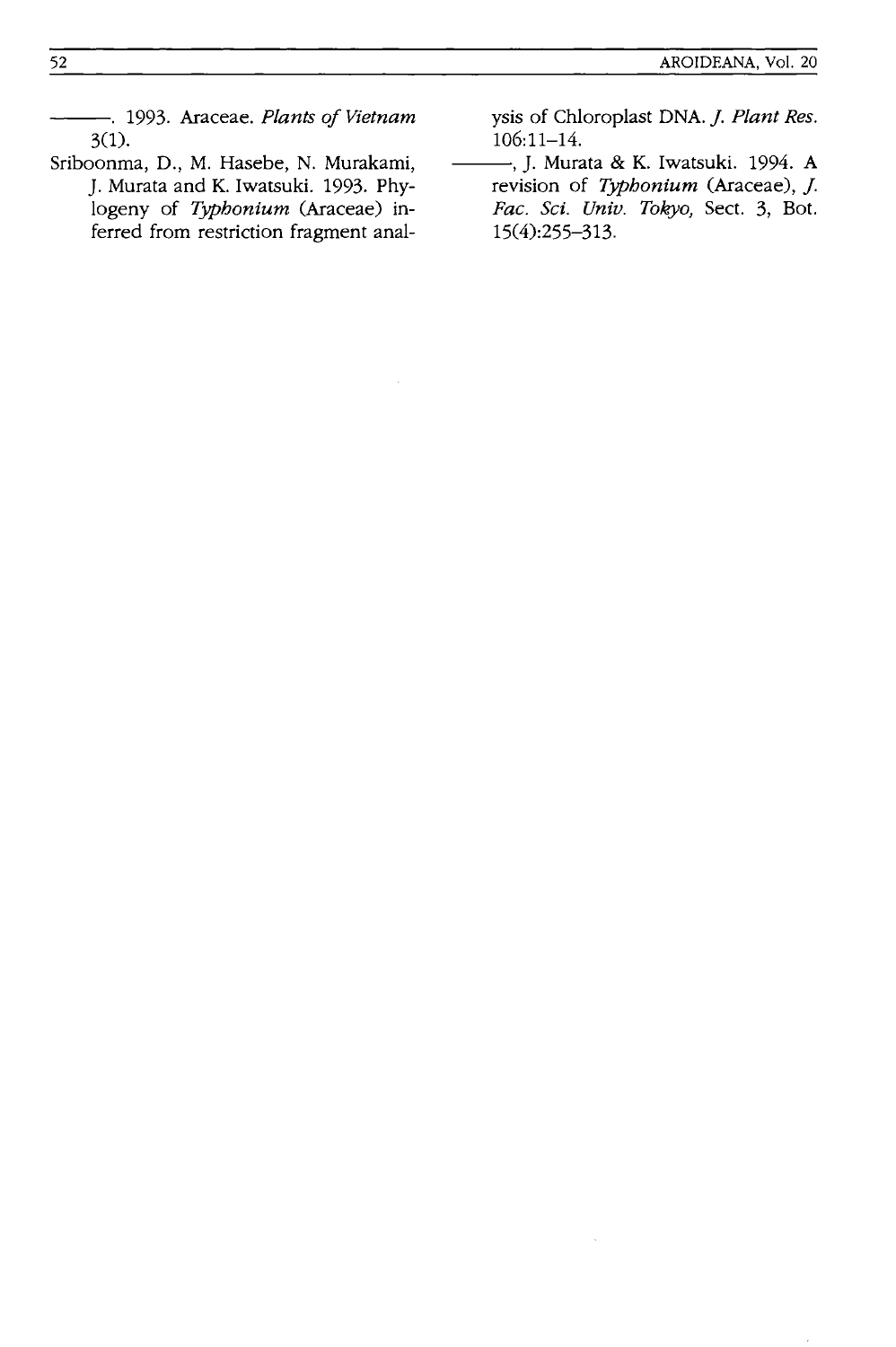———. 1993. Araceae. *Plants of Vietnam* 3(1).

Sriboonma, D., M. Hasebe, N. Murakami, J. Murata and K. Iwatsuki. 1993. Phylogeny of *Typhonium* (Araceae) inferred from restriction fragment analysis of Chloroplast DNA. *J. Plant Res.* 106:11–14.

———, J. Murata & K. Iwatsuki. 1994. A revision of *Typhonium* (Araceae), *J. Fac. Sci. Univ. Tokyo,* Sect. 3, Bot. 15(4):255–313.